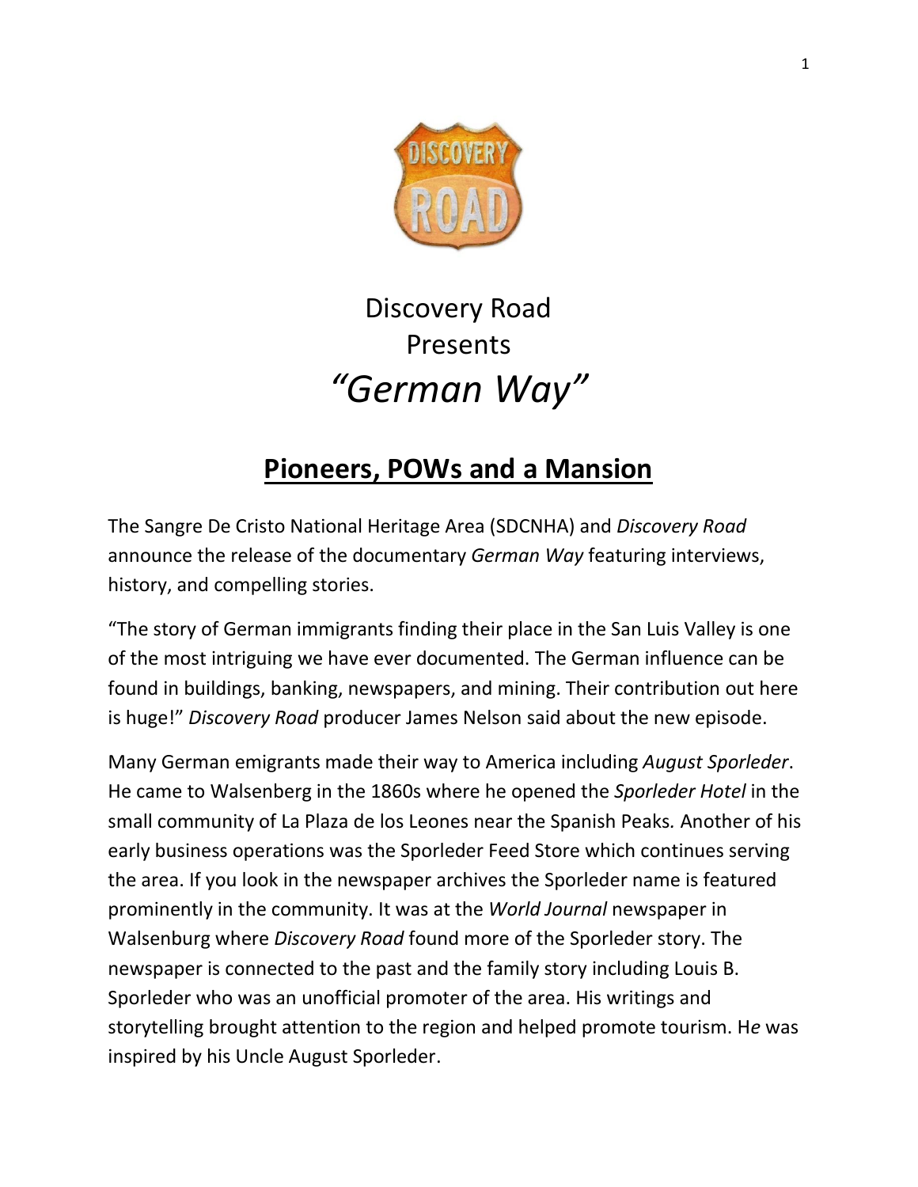Discovery Road
Presents
# *"German Way"*

## Pioneers, POWs and a Mansion

The Sangre De Cristo National Heritage Area (SDCNHA) and *Discovery Road* announce the release of the documentary *German Way* featuring interviews, history, and compelling stories.

"The story of German immigrants finding their place in the San Luis Valley is one of the most intriguing we have ever documented. The German influence can be found in buildings, banking, newspapers, and mining. Their contribution out here is huge!" *Discovery Road* producer James Nelson said about the new episode.

Many German emigrants made their way to America including *August Sporleder*. He came to Walsenberg in the 1860s where he opened the *Sporleder Hotel* in the small community of La Plaza de los Leones near the Spanish Peaks. Another of his early business operations was the Sporleder Feed Store which continues serving the area. If you look in the newspaper archives the Sporleder name is featured prominently in the community. It was at the *World Journal* newspaper in Walsenburg where *Discovery Road* found more of the Sporleder story. The newspaper is connected to the past and the family story including Louis B. Sporleder who was an unofficial promoter of the area. His writings and storytelling brought attention to the region and helped promote tourism. He was inspired by his Uncle August Sporleder.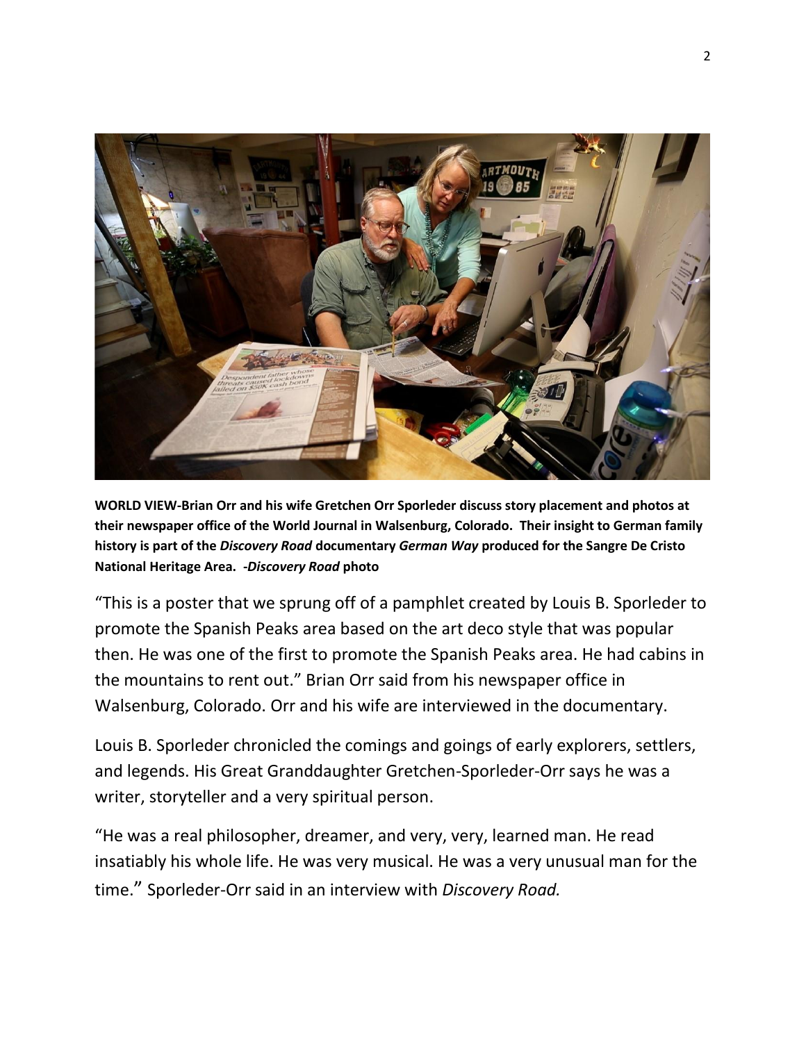**WORLD VIEW-Brian Orr and his wife Gretchen Orr Sporleder discuss story placement and photos at their newspaper office of the World Journal in Walsenburg, Colorado. Their insight to German family history is part of the *Discovery Road* documentary *German Way* produced for the Sangre De Cristo National Heritage Area. -*Discovery Road* photo**

"This is a poster that we sprung off of a pamphlet created by Louis B. Sporleder to promote the Spanish Peaks area based on the art deco style that was popular then. He was one of the first to promote the Spanish Peaks area. He had cabins in the mountains to rent out." Brian Orr said from his newspaper office in Walsenburg, Colorado. Orr and his wife are interviewed in the documentary.

Louis B. Sporleder chronicled the comings and goings of early explorers, settlers, and legends. His Great Granddaughter Gretchen-Sporleder-Orr says he was a writer, storyteller and a very spiritual person.

"He was a real philosopher, dreamer, and very, very, learned man. He read insatiably his whole life. He was very musical. He was a very unusual man for the time." Sporleder-Orr said in an interview with *Discovery Road.*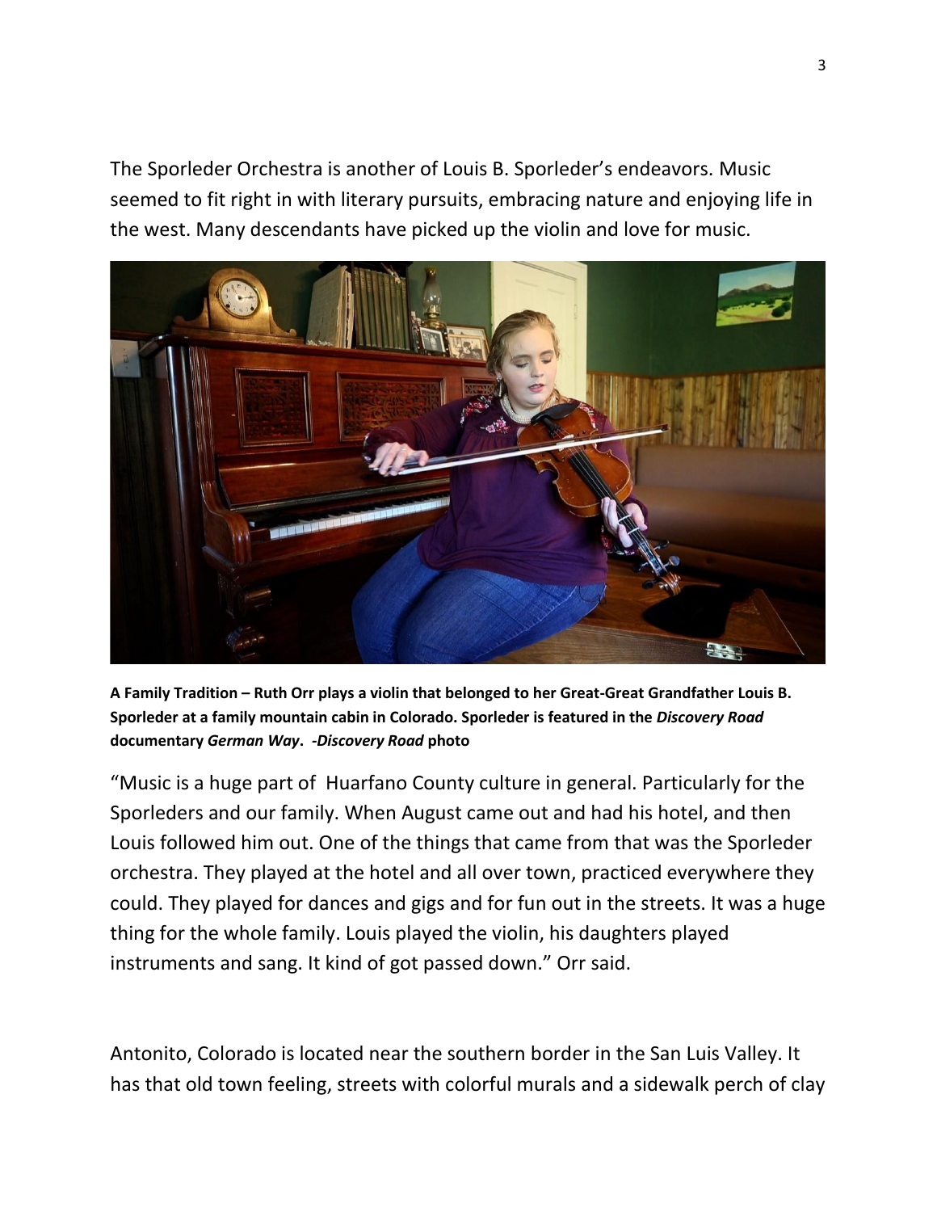The Sporleder Orchestra is another of Louis B. Sporleder's endeavors. Music seemed to fit right in with literary pursuits, embracing nature and enjoying life in the west. Many descendants have picked up the violin and love for music.

**A Family Tradition – Ruth Orr plays a violin that belonged to her Great-Great Grandfather Louis B. Sporleder at a family mountain cabin in Colorado. Sporleder is featured in the *Discovery Road* documentary *German Way*. -*Discovery Road* photo**

"Music is a huge part of Huarfano County culture in general. Particularly for the Sporleders and our family. When August came out and had his hotel, and then Louis followed him out. One of the things that came from that was the Sporleder orchestra. They played at the hotel and all over town, practiced everywhere they could. They played for dances and gigs and for fun out in the streets. It was a huge thing for the whole family. Louis played the violin, his daughters played instruments and sang. It kind of got passed down." Orr said.

Antonito, Colorado is located near the southern border in the San Luis Valley. It has that old town feeling, streets with colorful murals and a sidewalk perch of clay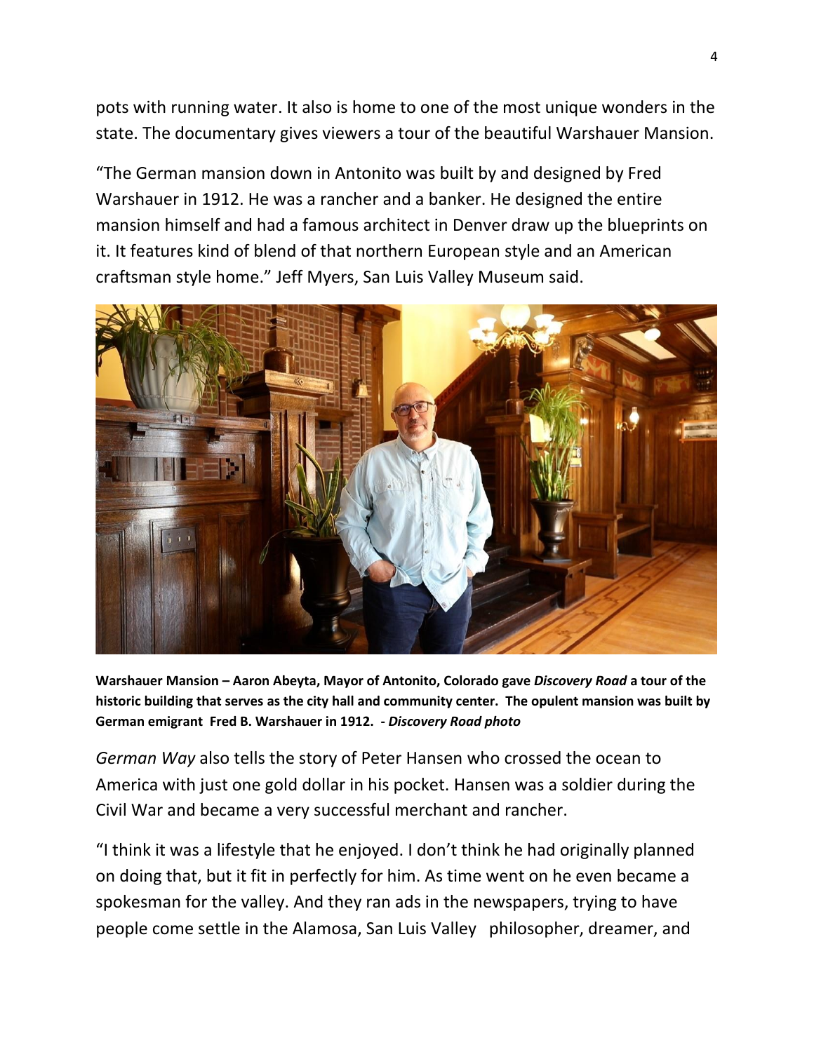pots with running water. It also is home to one of the most unique wonders in the state. The documentary gives viewers a tour of the beautiful Warshauer Mansion.

"The German mansion down in Antonito was built by and designed by Fred Warshauer in 1912. He was a rancher and a banker. He designed the entire mansion himself and had a famous architect in Denver draw up the blueprints on it. It features kind of blend of that northern European style and an American craftsman style home." Jeff Myers, San Luis Valley Museum said.

**Warshauer Mansion – Aaron Abeyta, Mayor of Antonito, Colorado gave *Discovery Road* a tour of the historic building that serves as the city hall and community center. The opulent mansion was built by German emigrant Fred B. Warshauer in 1912. - *Discovery Road* photo**

*German Way* also tells the story of Peter Hansen who crossed the ocean to America with just one gold dollar in his pocket. Hansen was a soldier during the Civil War and became a very successful merchant and rancher.

"I think it was a lifestyle that he enjoyed. I don't think he had originally planned on doing that, but it fit in perfectly for him. As time went on he even became a spokesman for the valley. And they ran ads in the newspapers, trying to have people come settle in the Alamosa, San Luis Valley philosopher, dreamer, and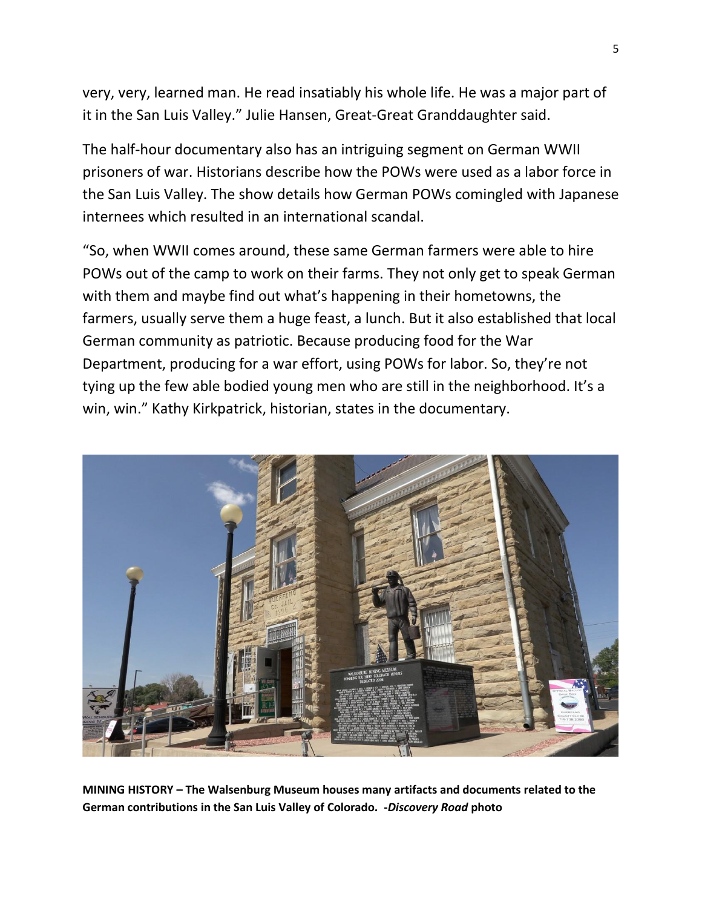very, very, learned man. He read insatiably his whole life. He was a major part of it in the San Luis Valley." Julie Hansen, Great-Great Granddaughter said.

The half-hour documentary also has an intriguing segment on German WWII prisoners of war. Historians describe how the POWs were used as a labor force in the San Luis Valley. The show details how German POWs comingled with Japanese internees which resulted in an international scandal.

"So, when WWII comes around, these same German farmers were able to hire POWs out of the camp to work on their farms. They not only get to speak German with them and maybe find out what's happening in their hometowns, the farmers, usually serve them a huge feast, a lunch. But it also established that local German community as patriotic. Because producing food for the War Department, producing for a war effort, using POWs for labor. So, they're not tying up the few able bodied young men who are still in the neighborhood. It's a win, win." Kathy Kirkpatrick, historian, states in the documentary.

**MINING HISTORY – The Walsenburg Museum houses many artifacts and documents related to the German contributions in the San Luis Valley of Colorado. -*Discovery Road* photo**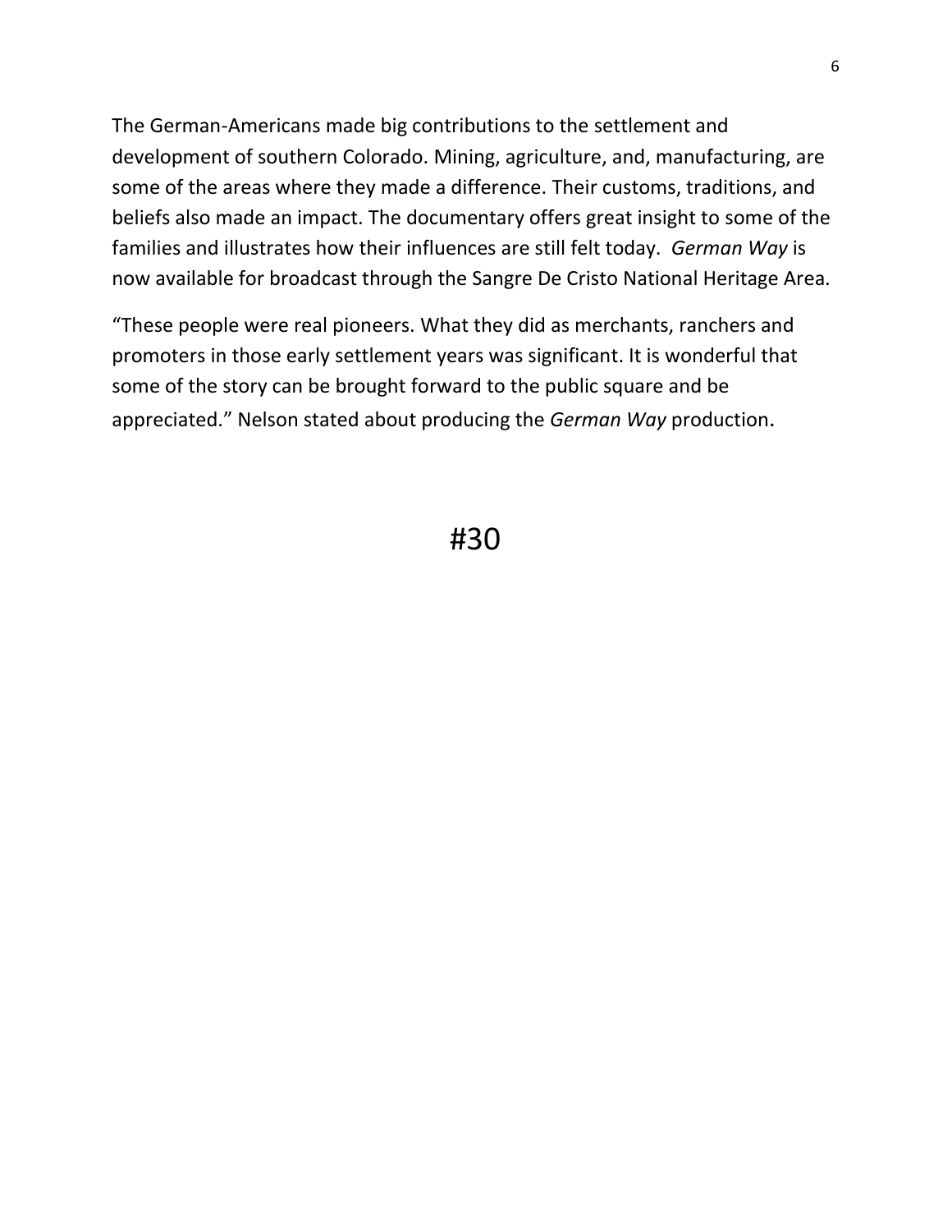The German-Americans made big contributions to the settlement and development of southern Colorado. Mining, agriculture, and, manufacturing, are some of the areas where they made a difference. Their customs, traditions, and beliefs also made an impact. The documentary offers great insight to some of the families and illustrates how their influences are still felt today. *German Way* is now available for broadcast through the Sangre De Cristo National Heritage Area.

"These people were real pioneers. What they did as merchants, ranchers and promoters in those early settlement years was significant. It is wonderful that some of the story can be brought forward to the public square and be appreciated." Nelson stated about producing the *German Way* production.

#30